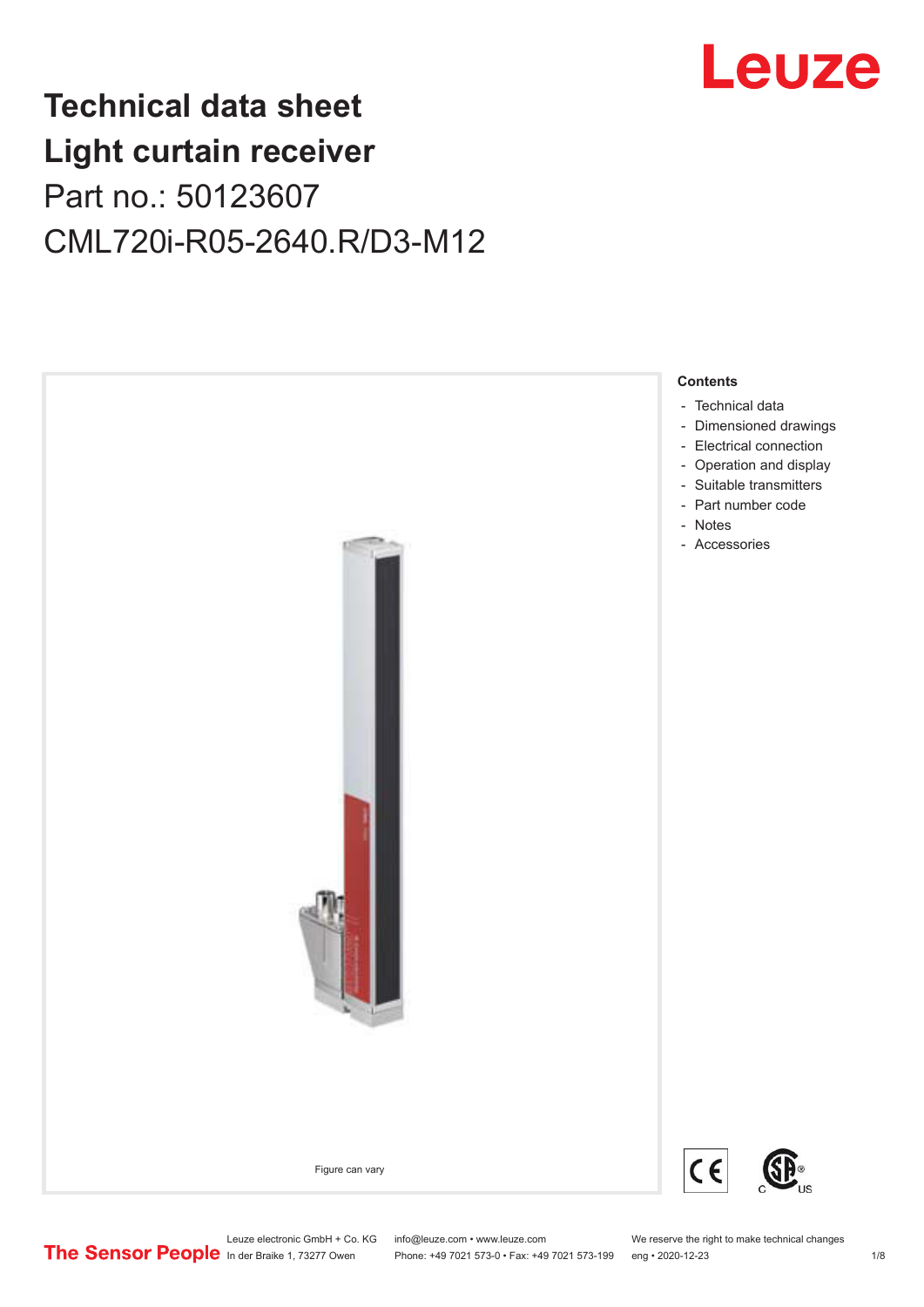# Technical data sheet
# Light curtain receiver

Part no.: 50123607

CML720i-R05-2640.R/D3-M12

Figure can vary

**Contents**

- Technical data
- Dimensioned drawings
- Electrical connection
- Operation and display
- Suitable transmitters
- Part number code
- Notes
- Accessories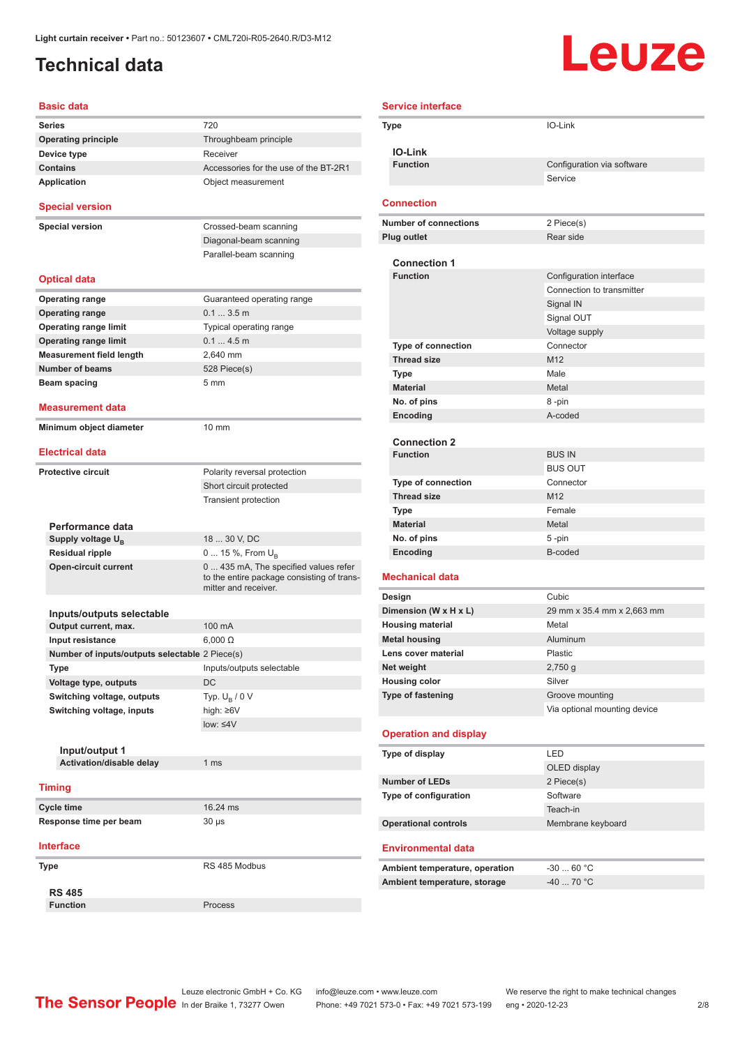Light curtain receiver • Part no.: 50123607 • CML720i-R05-2640.R/D3-M12

# Technical data

## Basic data

| | |
|---|---|
| **Series** | 720 |
| **Operating principle** | Throughbeam principle |
| **Device type** | Receiver |
| **Contains** | Accessories for the use of the BT-2R1 |
| **Application** | Object measurement |

## Special version

| | |
|---|---|
| **Special version** | Crossed-beam scanning |
| | Diagonal-beam scanning |
| | Parallel-beam scanning |

## Optical data

| | |
|---|---|
| **Operating range** | Guaranteed operating range |
| **Operating range** | 0.1 ... 3.5 m |
| **Operating range limit** | Typical operating range |
| **Operating range limit** | 0.1 ... 4.5 m |
| **Measurement field length** | 2,640 mm |
| **Number of beams** | 528 Piece(s) |
| **Beam spacing** | 5 mm |

## Measurement data

| | |
|---|---|
| **Minimum object diameter** | 10 mm |

## Electrical data

| | |
|---|---|
| **Protective circuit** | Polarity reversal protection |
| | Short circuit protected |
| | Transient protection |

### Performance data

| | |
|---|---|
| **Supply voltage $U_B$** | 18 ... 30 V, DC |
| **Residual ripple** | 0 ... 15 %, From $U_B$ |
| **Open-circuit current** | 0 ... 435 mA, The specified values refer to the entire package consisting of transmitter and receiver. |

### Inputs/outputs selectable

| | |
|---|---|
| **Output current, max.** | 100 mA |
| **Input resistance** | 6,000 Ω |
| **Number of inputs/outputs selectable** | 2 Piece(s) |
| **Type** | Inputs/outputs selectable |
| **Voltage type, outputs** | DC |
| **Switching voltage, outputs** | Typ. $U_B$ / 0 V |
| **Switching voltage, inputs** | high: ≥6V |
| | low: ≤4V |

#### Input/output 1

| | |
|---|---|
| **Activation/disable delay** | 1 ms |

## Timing

| | |
|---|---|
| **Cycle time** | 16.24 ms |
| **Response time per beam** | 30 µs |

## Interface

| | |
|---|---|
| **Type** | RS 485 Modbus |

### RS 485

| | |
|---|---|
| **Function** | Process |

## Service interface

| | |
|---|---|
| **Type** | IO-Link |

### IO-Link

| | |
|---|---|
| **Function** | Configuration via software |
| | Service |

## Connection

| | |
|---|---|
| **Number of connections** | 2 Piece(s) |
| **Plug outlet** | Rear side |

### Connection 1

| | |
|---|---|
| **Function** | Configuration interface |
| | Connection to transmitter |
| | Signal IN |
| | Signal OUT |
| | Voltage supply |
| **Type of connection** | Connector |
| **Thread size** | M12 |
| **Type** | Male |
| **Material** | Metal |
| **No. of pins** | 8 -pin |
| **Encoding** | A-coded |

### Connection 2

| | |
|---|---|
| **Function** | BUS IN |
| | BUS OUT |
| **Type of connection** | Connector |
| **Thread size** | M12 |
| **Type** | Female |
| **Material** | Metal |
| **No. of pins** | 5 -pin |
| **Encoding** | B-coded |

## Mechanical data

| | |
|---|---|
| **Design** | Cubic |
| **Dimension (W x H x L)** | 29 mm x 35.4 mm x 2,663 mm |
| **Housing material** | Metal |
| **Metal housing** | Aluminum |
| **Lens cover material** | Plastic |
| **Net weight** | 2,750 g |
| **Housing color** | Silver |
| **Type of fastening** | Groove mounting |
| | Via optional mounting device |

## Operation and display

| | |
|---|---|
| **Type of display** | LED |
| | OLED display |
| **Number of LEDs** | 2 Piece(s) |
| **Type of configuration** | Software |
| | Teach-in |
| **Operational controls** | Membrane keyboard |

## Environmental data

| | |
|---|---|
| **Ambient temperature, operation** | -30 ... 60 °C |
| **Ambient temperature, storage** | -40 ... 70 °C |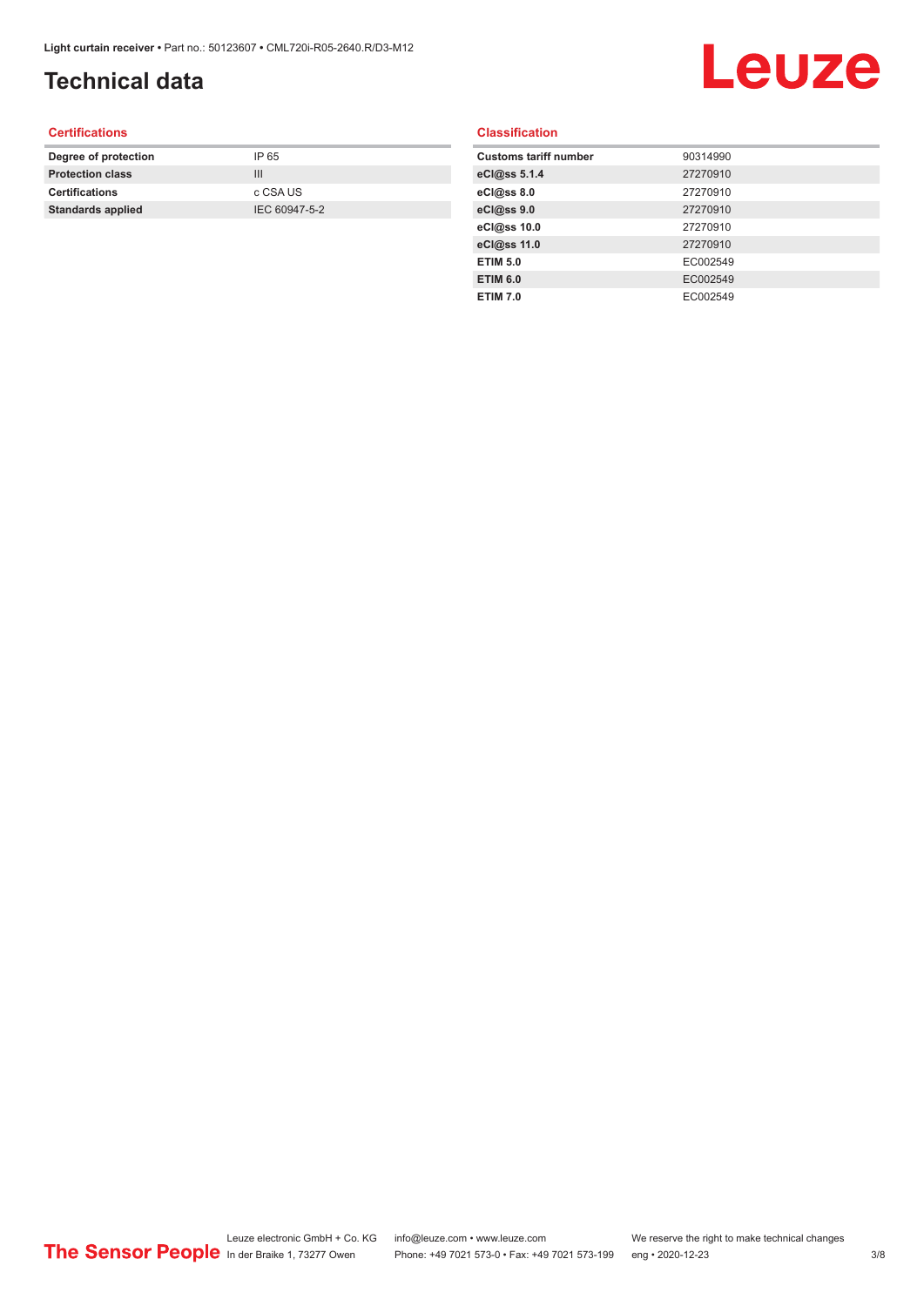# Technical data

## Certifications

| | |
|---|---|
| **Degree of protection** | IP 65 |
| **Protection class** | III |
| **Certifications** | c CSA US |
| **Standards applied** | IEC 60947-5-2 |

## Classification

| | |
|---|---|
| **Customs tariff number** | 90314990 |
| **eCl@ss 5.1.4** | 27270910 |
| **eCl@ss 8.0** | 27270910 |
| **eCl@ss 9.0** | 27270910 |
| **eCl@ss 10.0** | 27270910 |
| **eCl@ss 11.0** | 27270910 |
| **ETIM 5.0** | EC002549 |
| **ETIM 6.0** | EC002549 |
| **ETIM 7.0** | EC002549 |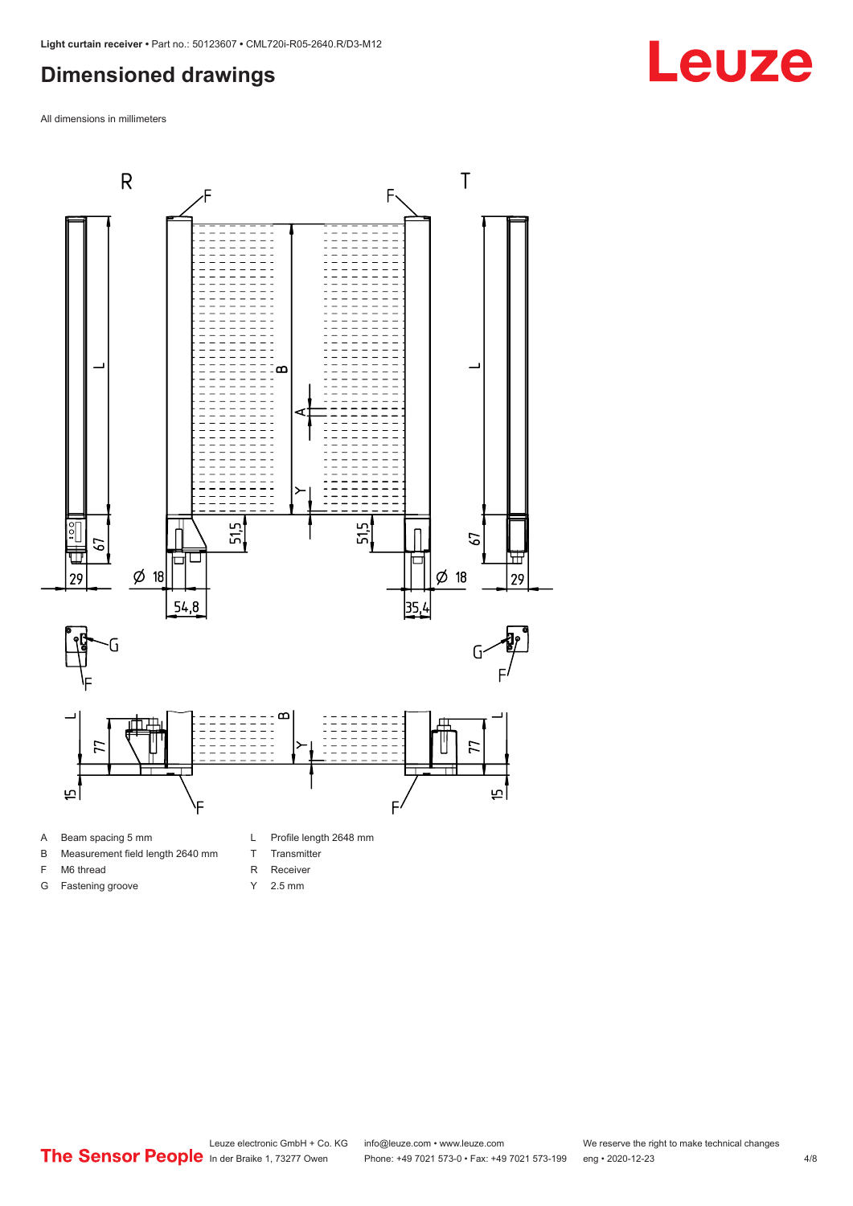## Dimensioned drawings

All dimensions in millimeters

| | | | |
|---|---|---|---|
| A | Beam spacing 5 mm | L | Profile length 2648 mm |
| B | Measurement field length 2640 mm | T | Transmitter |
| F | M6 thread | R | Receiver |
| G | Fastening groove | Y | 2.5 mm |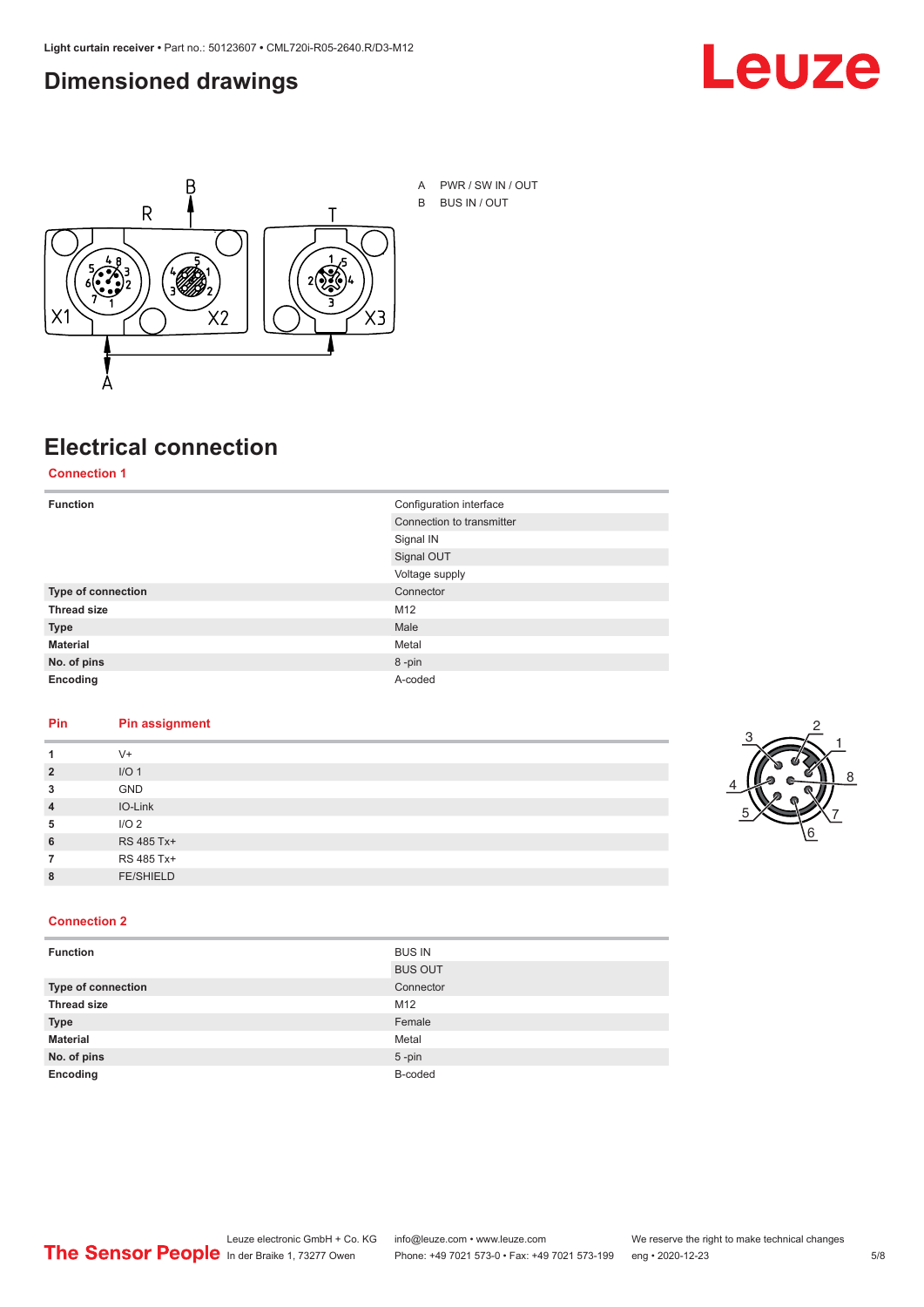## Dimensioned drawings

A PWR / SW IN / OUT

B BUS IN / OUT

## Electrical connection

### Connection 1

| | |
|---|---|
| **Function** | Configuration interface |
| | Connection to transmitter |
| | Signal IN |
| | Signal OUT |
| | Voltage supply |
| **Type of connection** | Connector |
| **Thread size** | M12 |
| **Type** | Male |
| **Material** | Metal |
| **No. of pins** | 8 -pin |
| **Encoding** | A-coded |

| Pin | Pin assignment |
|---|---|
| **1** | V+ |
| **2** | I/O 1 |
| **3** | GND |
| **4** | IO-Link |
| **5** | I/O 2 |
| **6** | RS 485 Tx+ |
| **7** | RS 485 Tx+ |
| **8** | FE/SHIELD |

### Connection 2

| | |
|---|---|
| **Function** | BUS IN |
| | BUS OUT |
| **Type of connection** | Connector |
| **Thread size** | M12 |
| **Type** | Female |
| **Material** | Metal |
| **No. of pins** | 5 -pin |
| **Encoding** | B-coded |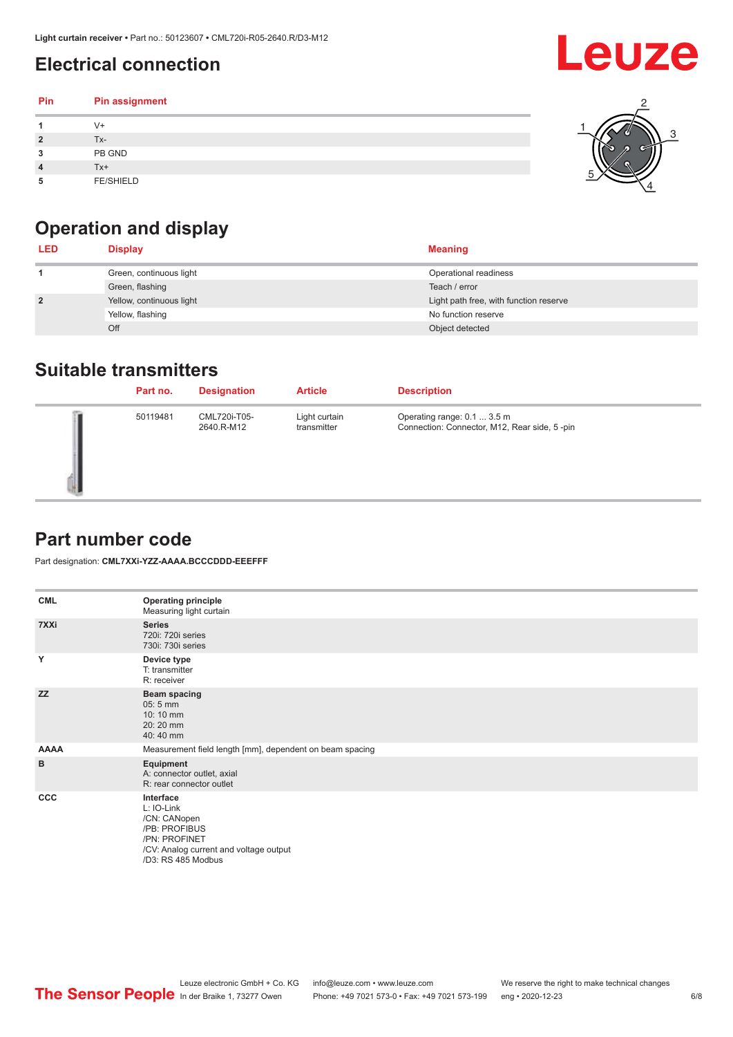## Electrical connection

| Pin | Pin assignment |
|---|---|
| 1 | V+ |
| 2 | Tx- |
| 3 | PB GND |
| 4 | Tx+ |
| 5 | FE/SHIELD |

## Operation and display

| LED | Display | Meaning |
|---|---|---|
| 1 | Green, continuous light | Operational readiness |
| | Green, flashing | Teach / error |
| 2 | Yellow, continuous light | Light path free, with function reserve |
| | Yellow, flashing | No function reserve |
| | Off | Object detected |

## Suitable transmitters

| Part no. | Designation | Article | Description |
|---|---|---|---|
| 50119481 | CML720i-T05-2640.R-M12 | Light curtain transmitter | Operating range: 0.1 ... 3.5 m<br>Connection: Connector, M12, Rear side, 5 -pin |

## Part number code

Part designation: **CML7XXi-YZZ-AAAA.BCCCDDD-EEEFFF**

| | |
|---|---|
| **CML** | **Operating principle**<br>Measuring light curtain |
| **7XXi** | **Series**<br>720i: 720i series<br>730i: 730i series |
| **Y** | **Device type**<br>T: transmitter<br>R: receiver |
| **ZZ** | **Beam spacing**<br>05: 5 mm<br>10: 10 mm<br>20: 20 mm<br>40: 40 mm |
| **AAAA** | Measurement field length [mm], dependent on beam spacing |
| **B** | **Equipment**<br>A: connector outlet, axial<br>R: rear connector outlet |
| **CCC** | **Interface**<br>L: IO-Link<br>/CN: CANopen<br>/PB: PROFIBUS<br>/PN: PROFINET<br>/CV: Analog current and voltage output<br>/D3: RS 485 Modbus |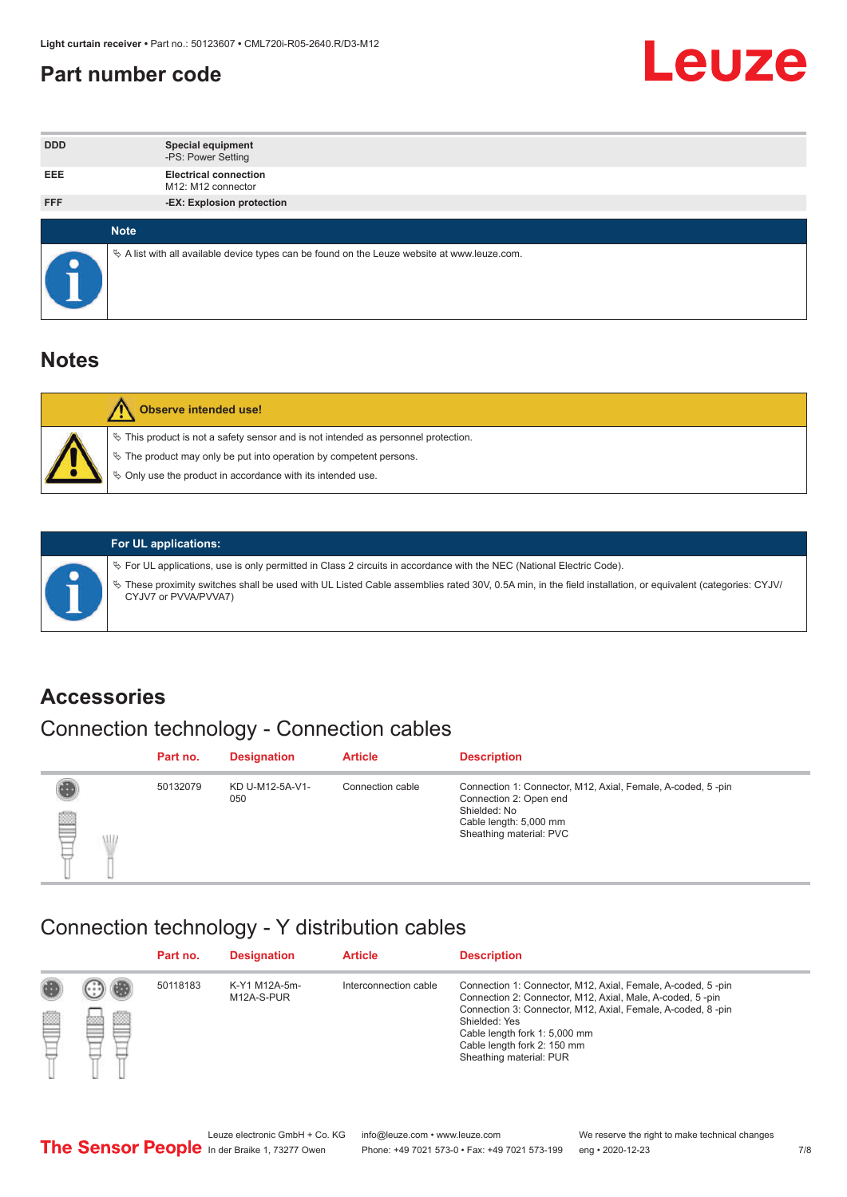# Part number code

| | |
|---|---|
| DDD | **Special equipment**<br>-PS: Power Setting |
| EEE | **Electrical connection**<br>M12: M12 connector |
| FFF | **-EX: Explosion protection** |

**Note**

- A list with all available device types can be found on the Leuze website at www.leuze.com.

# Notes

**Observe intended use!**

- This product is not a safety sensor and is not intended as personnel protection.
- The product may only be put into operation by competent persons.
- Only use the product in accordance with its intended use.

**For UL applications:**

- For UL applications, use is only permitted in Class 2 circuits in accordance with the NEC (National Electric Code).
- These proximity switches shall be used with UL Listed Cable assemblies rated 30V, 0.5A min, in the field installation, or equivalent (categories: CYJV/CYJV7 or PVVA/PVVA7)

# Accessories

## Connection technology - Connection cables

| Part no. | Designation | Article | Description |
|---|---|---|---|
| 50132079 | KD U-M12-5A-V1-050 | Connection cable | Connection 1: Connector, M12, Axial, Female, A-coded, 5 -pin<br>Connection 2: Open end<br>Shielded: No<br>Cable length: 5,000 mm<br>Sheathing material: PVC |

## Connection technology - Y distribution cables

| Part no. | Designation | Article | Description |
|---|---|---|---|
| 50118183 | K-Y1 M12A-5m-M12A-S-PUR | Interconnection cable | Connection 1: Connector, M12, Axial, Female, A-coded, 5 -pin<br>Connection 2: Connector, M12, Axial, Male, A-coded, 5 -pin<br>Connection 3: Connector, M12, Axial, Female, A-coded, 8 -pin<br>Shielded: Yes<br>Cable length fork 1: 5,000 mm<br>Cable length fork 2: 150 mm<br>Sheathing material: PUR |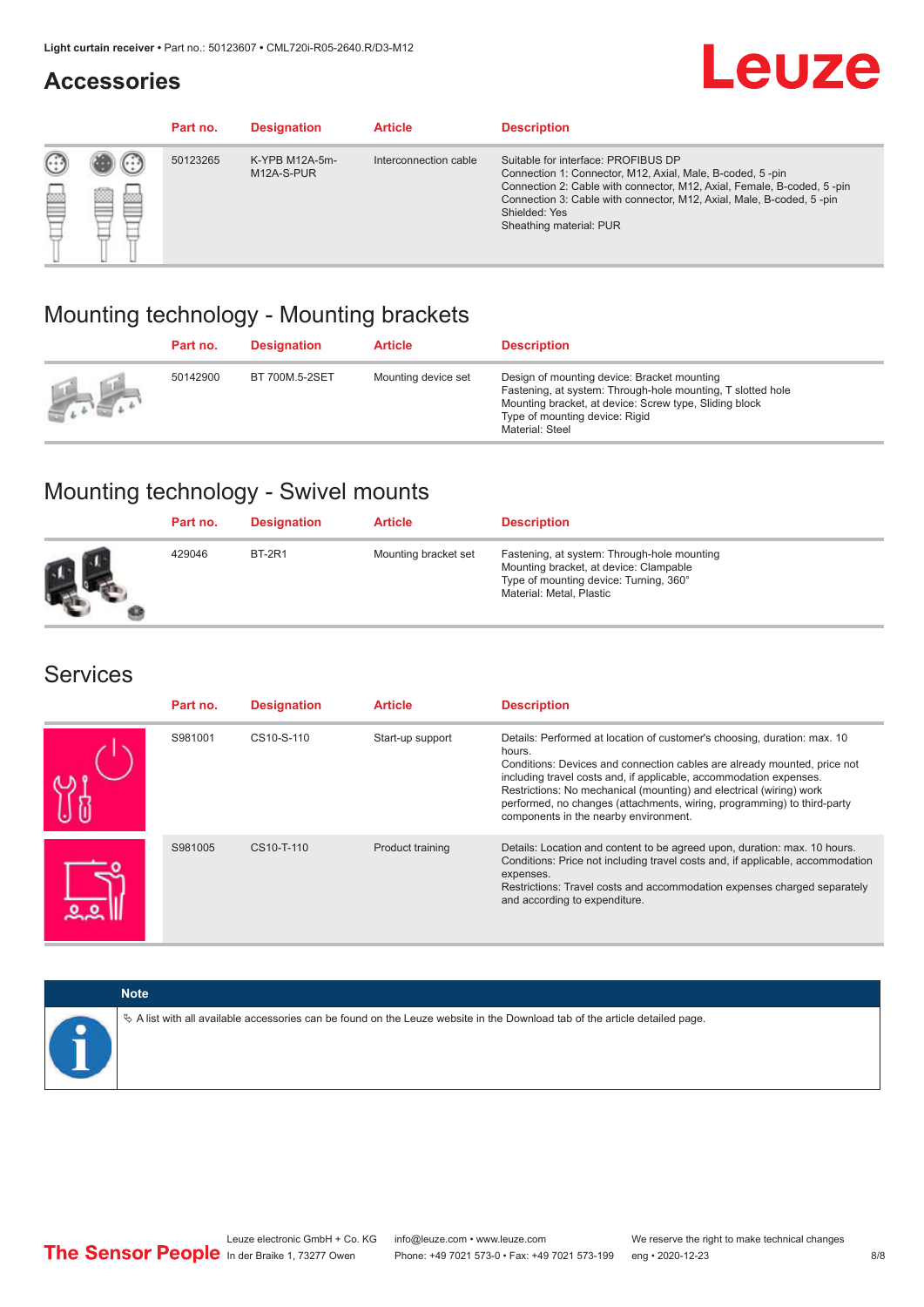## Accessories

| Part no. | Designation | Article | Description |
|---|---|---|---|
| 50123265 | K-YPB M12A-5m-M12A-S-PUR | Interconnection cable | Suitable for interface: PROFIBUS DP<br>Connection 1: Connector, M12, Axial, Male, B-coded, 5 -pin<br>Connection 2: Cable with connector, M12, Axial, Female, B-coded, 5 -pin<br>Connection 3: Cable with connector, M12, Axial, Male, B-coded, 5 -pin<br>Shielded: Yes<br>Sheathing material: PUR |

## Mounting technology - Mounting brackets

| Part no. | Designation | Article | Description |
|---|---|---|---|
| 50142900 | BT 700M.5-2SET | Mounting device set | Design of mounting device: Bracket mounting<br>Fastening, at system: Through-hole mounting, T slotted hole<br>Mounting bracket, at device: Screw type, Sliding block<br>Type of mounting device: Rigid<br>Material: Steel |

## Mounting technology - Swivel mounts

| Part no. | Designation | Article | Description |
|---|---|---|---|
| 429046 | BT-2R1 | Mounting bracket set | Fastening, at system: Through-hole mounting<br>Mounting bracket, at device: Clampable<br>Type of mounting device: Turning, 360°<br>Material: Metal, Plastic |

## Services

| Part no. | Designation | Article | Description |
|---|---|---|---|
| S981001 | CS10-S-110 | Start-up support | Details: Performed at location of customer's choosing, duration: max. 10 hours.<br>Conditions: Devices and connection cables are already mounted, price not including travel costs and, if applicable, accommodation expenses.<br>Restrictions: No mechanical (mounting) and electrical (wiring) work performed, no changes (attachments, wiring, programming) to third-party components in the nearby environment. |
| S981005 | CS10-T-110 | Product training | Details: Location and content to be agreed upon, duration: max. 10 hours.<br>Conditions: Price not including travel costs and, if applicable, accommodation expenses.<br>Restrictions: Travel costs and accommodation expenses charged separately and according to expenditure. |

**Note**

A list with all available accessories can be found on the Leuze website in the Download tab of the article detailed page.